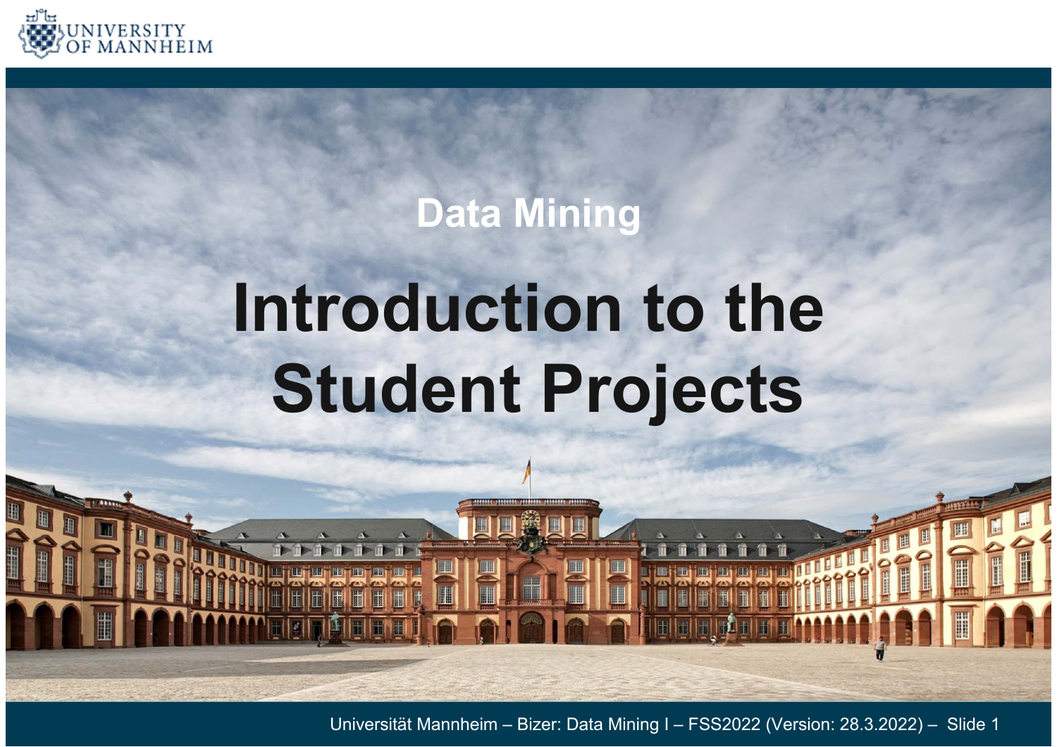Data Mining

# Introduction to the Student Projects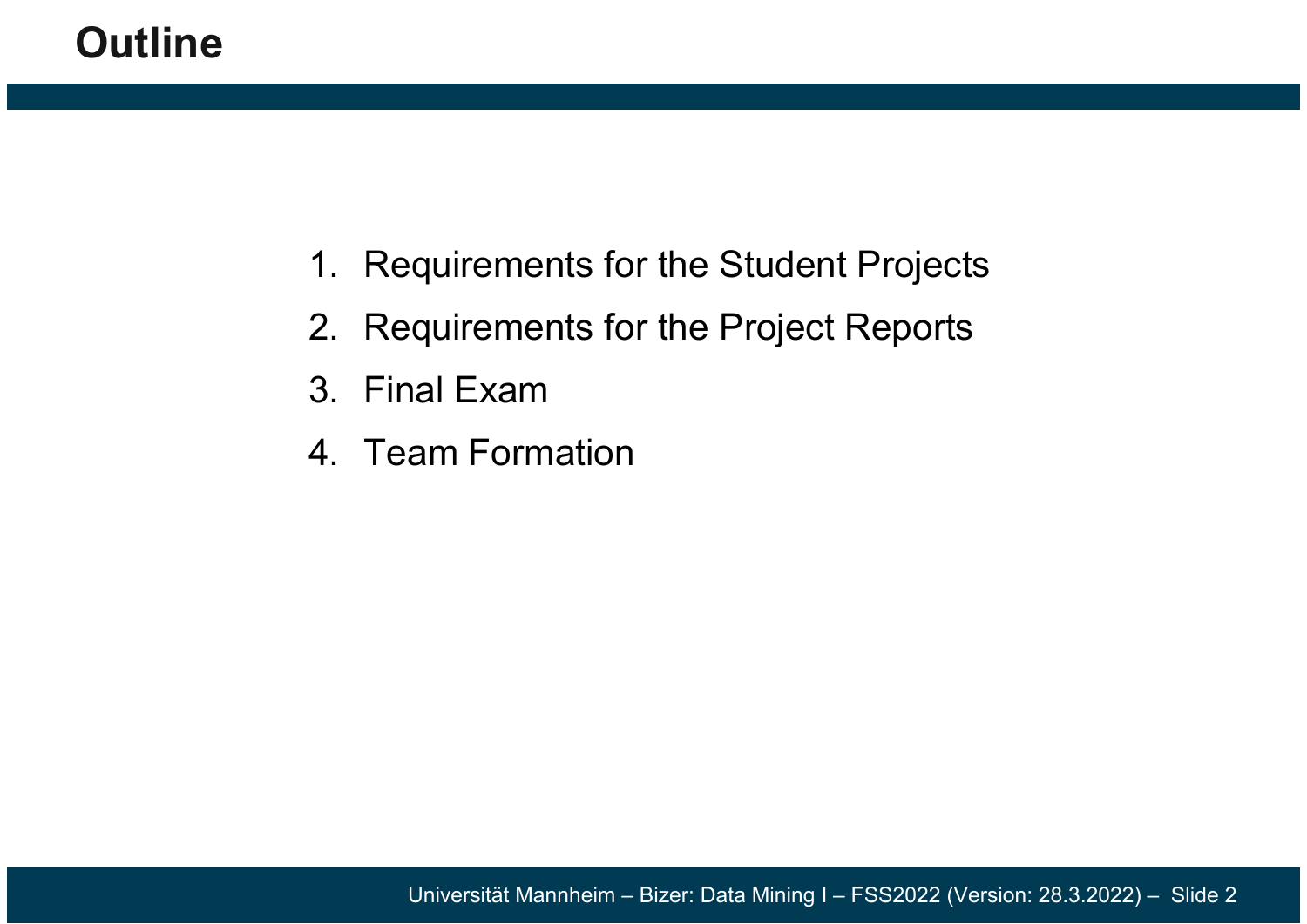# Outline

1. Requirements for the Student Projects
2. Requirements for the Project Reports
3. Final Exam
4. Team Formation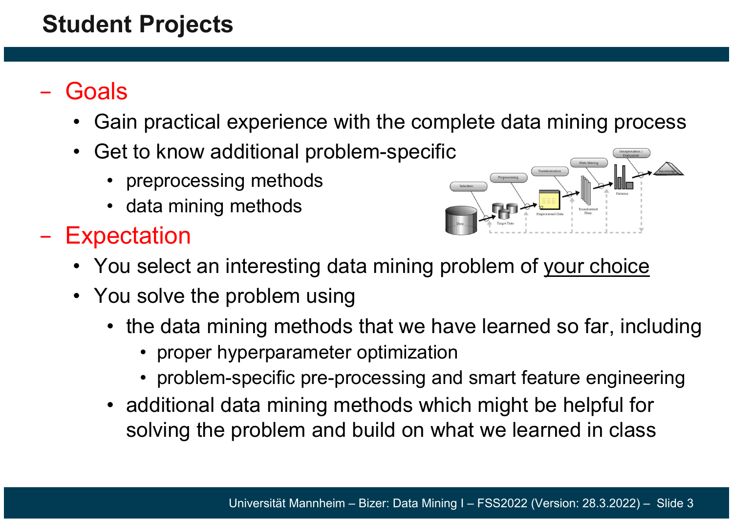# Student Projects

- Goals
  - Gain practical experience with the complete data mining process
  - Get to know additional problem-specific
    - preprocessing methods
    - data mining methods
- Expectation
  - You select an interesting data mining problem of your choice
  - You solve the problem using
    - the data mining methods that we have learned so far, including
      - proper hyperparameter optimization
      - problem-specific pre-processing and smart feature engineering
    - additional data mining methods which might be helpful for solving the problem and build on what we learned in class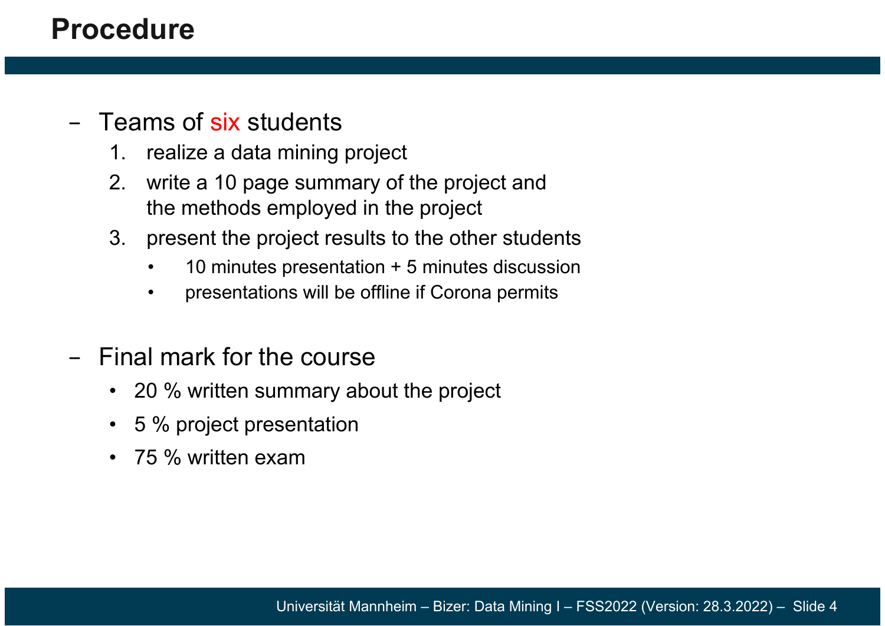# Procedure

- Teams of six students
  1. realize a data mining project
  2. write a 10 page summary of the project and the methods employed in the project
  3. present the project results to the other students
     - 10 minutes presentation + 5 minutes discussion
     - presentations will be offline if Corona permits

- Final mark for the course
  - 20 % written summary about the project
  - 5 % project presentation
  - 75 % written exam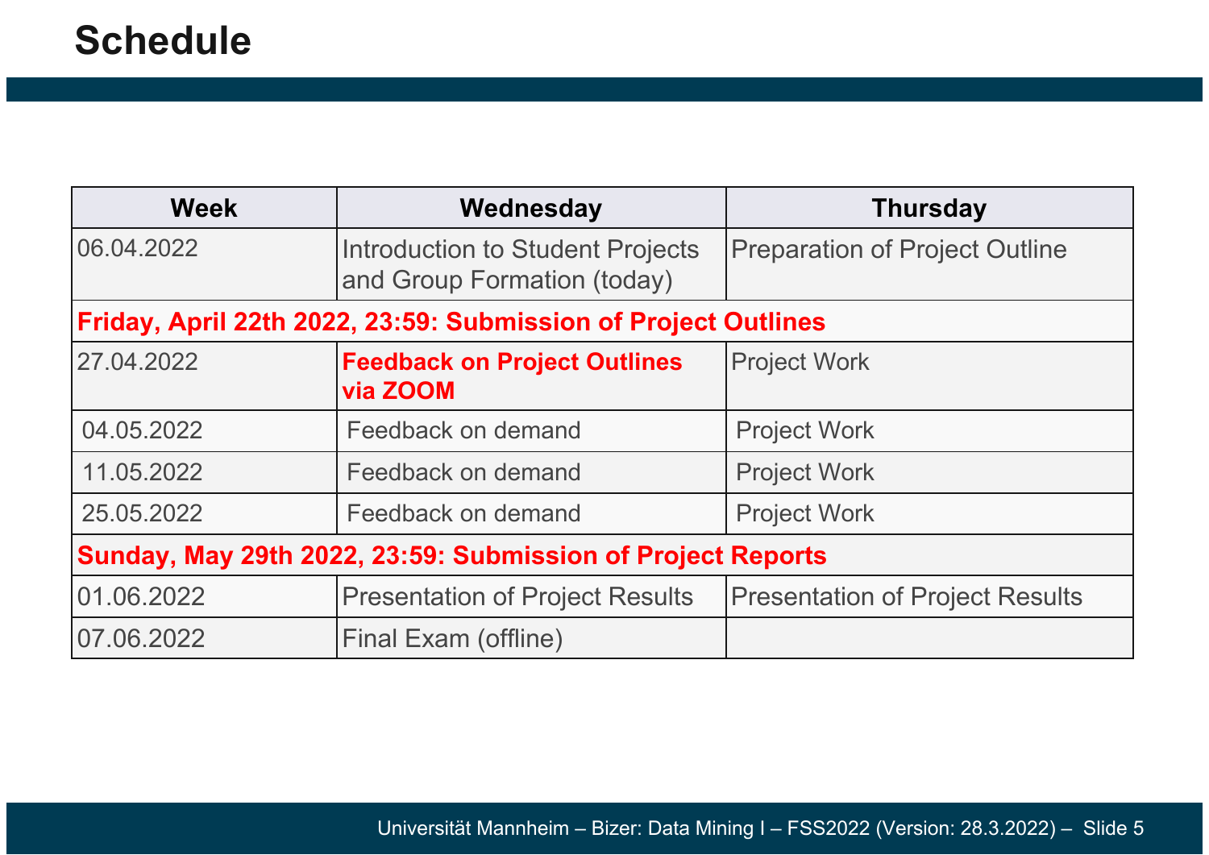# Schedule

| Week | Wednesday | Thursday |
|---|---|---|
| 06.04.2022 | Introduction to Student Projects and Group Formation (today) | Preparation of Project Outline |
| **Friday, April 22th 2022, 23:59: Submission of Project Outlines** | | |
| 27.04.2022 | **Feedback on Project Outlines via ZOOM** | Project Work |
| 04.05.2022 | Feedback on demand | Project Work |
| 11.05.2022 | Feedback on demand | Project Work |
| 25.05.2022 | Feedback on demand | Project Work |
| **Sunday, May 29th 2022, 23:59: Submission of Project Reports** | | |
| 01.06.2022 | Presentation of Project Results | Presentation of Project Results |
| 07.06.2022 | Final Exam (offline) | |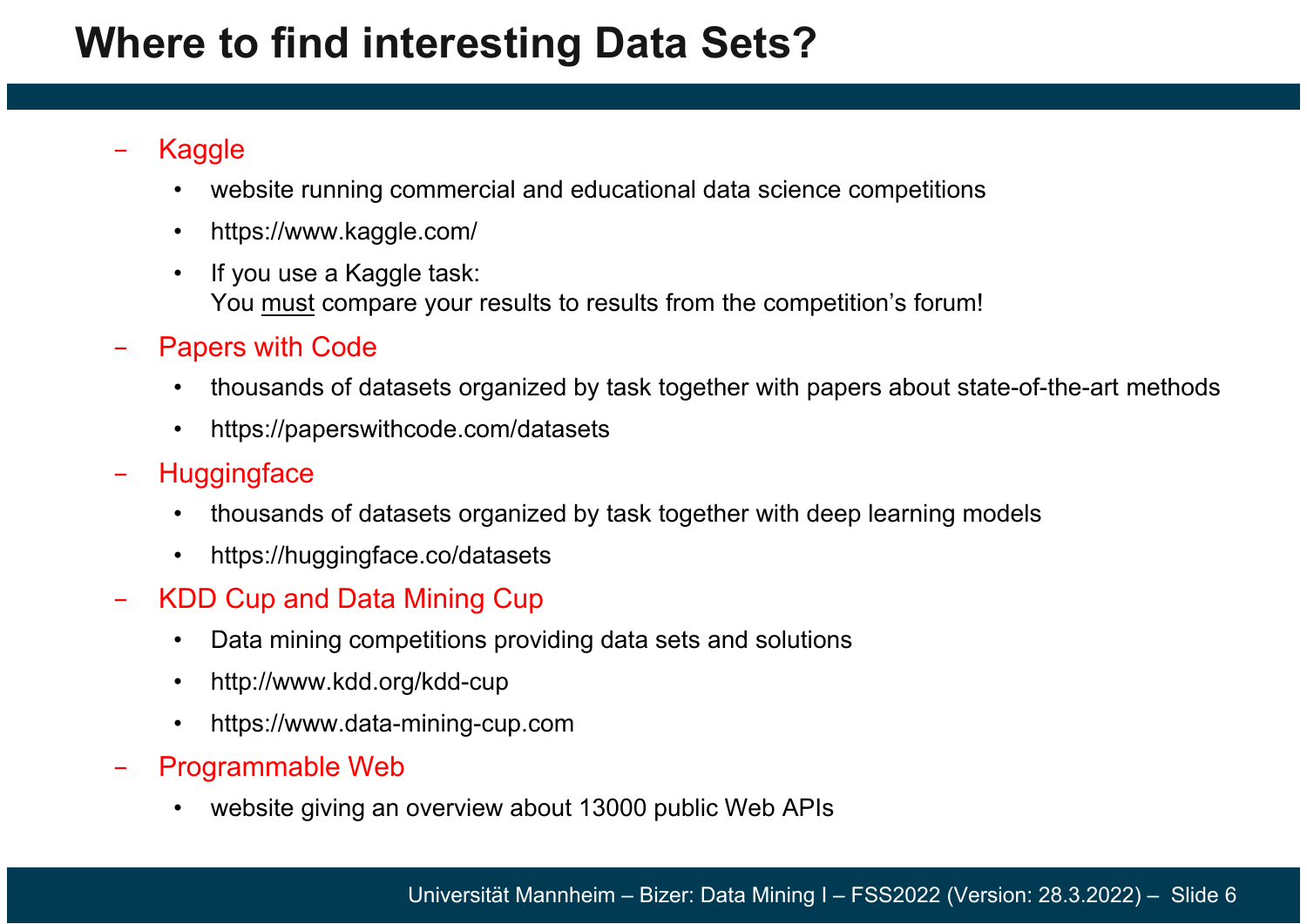# Where to find interesting Data Sets?

- Kaggle
  - website running commercial and educational data science competitions
  - https://www.kaggle.com/
  - If you use a Kaggle task:
    You must compare your results to results from the competition's forum!
- Papers with Code
  - thousands of datasets organized by task together with papers about state-of-the-art methods
  - https://paperswithcode.com/datasets
- Huggingface
  - thousands of datasets organized by task together with deep learning models
  - https://huggingface.co/datasets
- KDD Cup and Data Mining Cup
  - Data mining competitions providing data sets and solutions
  - http://www.kdd.org/kdd-cup
  - https://www.data-mining-cup.com
- Programmable Web
  - website giving an overview about 13000 public Web APIs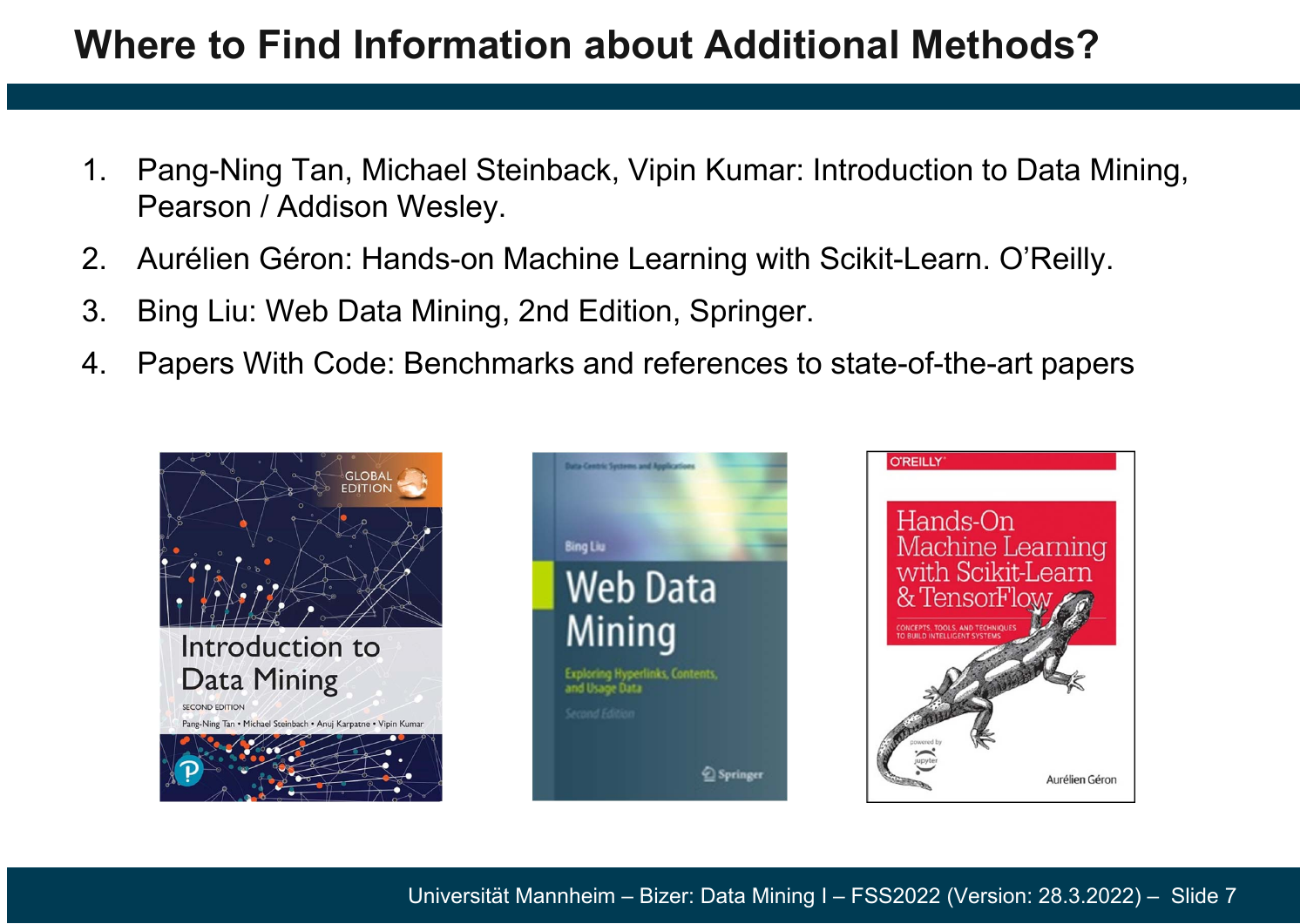# Where to Find Information about Additional Methods?

1. Pang-Ning Tan, Michael Steinback, Vipin Kumar: Introduction to Data Mining, Pearson / Addison Wesley.
2. Aurélien Géron: Hands-on Machine Learning with Scikit-Learn. O'Reilly.
3. Bing Liu: Web Data Mining, 2nd Edition, Springer.
4. Papers With Code: Benchmarks and references to state-of-the-art papers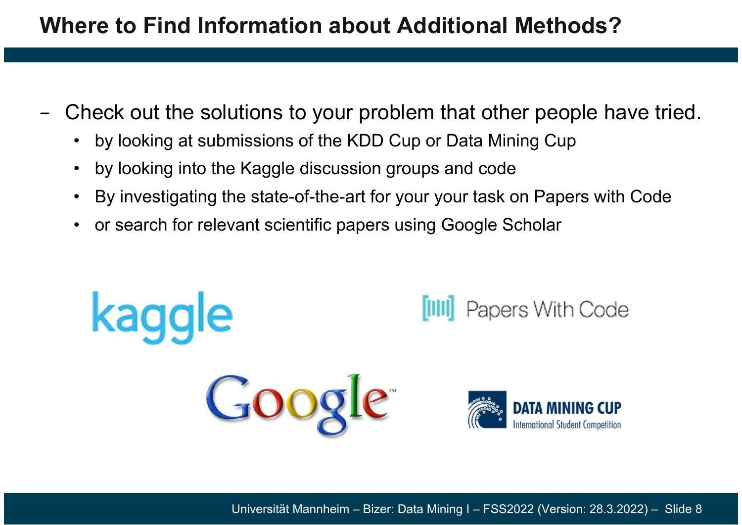# Where to Find Information about Additional Methods?

- Check out the solutions to your problem that other people have tried.
  - by looking at submissions of the KDD Cup or Data Mining Cup
  - by looking into the Kaggle discussion groups and code
  - By investigating the state-of-the-art for your your task on Papers with Code
  - or search for relevant scientific papers using Google Scholar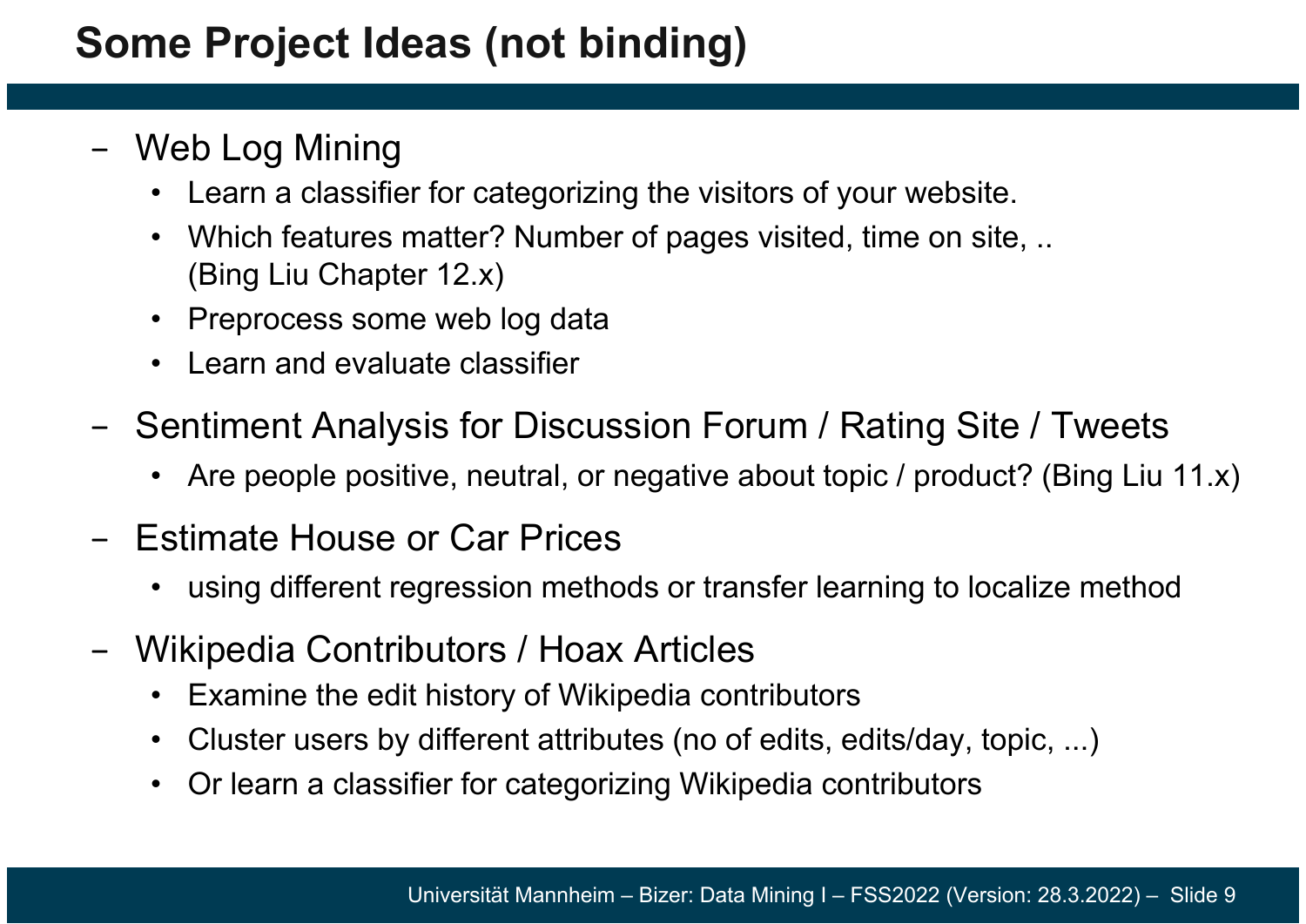# Some Project Ideas (not binding)

- Web Log Mining
  - Learn a classifier for categorizing the visitors of your website.
  - Which features matter? Number of pages visited, time on site, .. (Bing Liu Chapter 12.x)
  - Preprocess some web log data
  - Learn and evaluate classifier
- Sentiment Analysis for Discussion Forum / Rating Site / Tweets
  - Are people positive, neutral, or negative about topic / product? (Bing Liu 11.x)
- Estimate House or Car Prices
  - using different regression methods or transfer learning to localize method
- Wikipedia Contributors / Hoax Articles
  - Examine the edit history of Wikipedia contributors
  - Cluster users by different attributes (no of edits, edits/day, topic, ...)
  - Or learn a classifier for categorizing Wikipedia contributors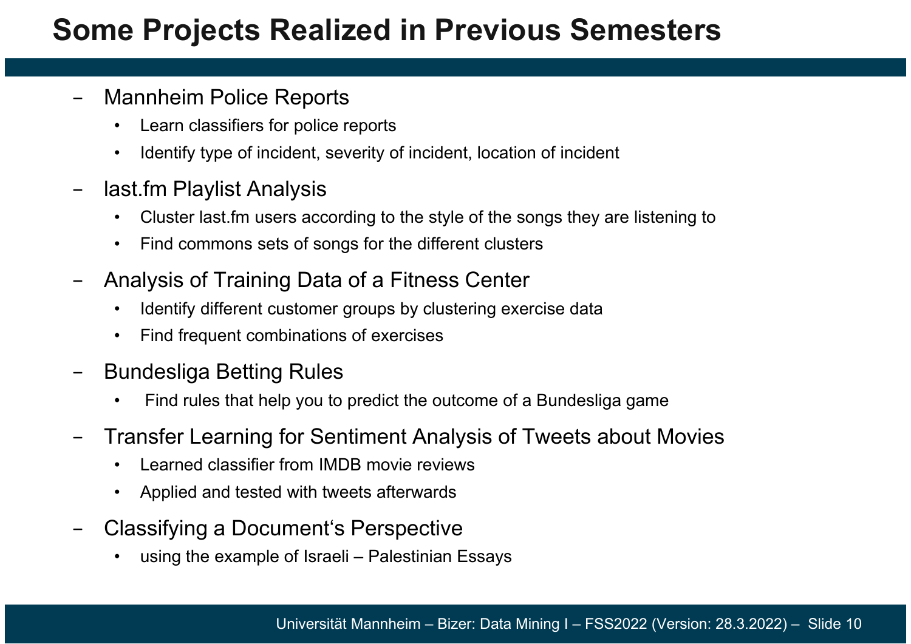# Some Projects Realized in Previous Semesters

- Mannheim Police Reports
  - Learn classifiers for police reports
  - Identify type of incident, severity of incident, location of incident
- last.fm Playlist Analysis
  - Cluster last.fm users according to the style of the songs they are listening to
  - Find commons sets of songs for the different clusters
- Analysis of Training Data of a Fitness Center
  - Identify different customer groups by clustering exercise data
  - Find frequent combinations of exercises
- Bundesliga Betting Rules
  - Find rules that help you to predict the outcome of a Bundesliga game
- Transfer Learning for Sentiment Analysis of Tweets about Movies
  - Learned classifier from IMDB movie reviews
  - Applied and tested with tweets afterwards
- Classifying a Document‘s Perspective
  - using the example of Israeli – Palestinian Essays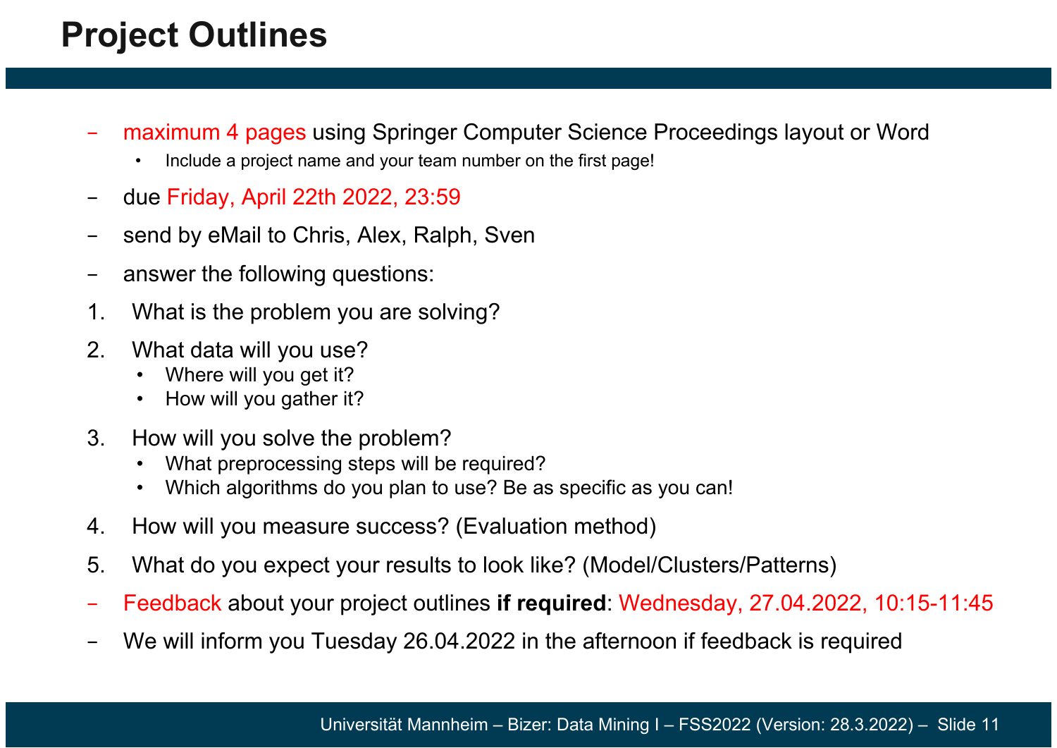# Project Outlines

- maximum 4 pages using Springer Computer Science Proceedings layout or Word
  - Include a project name and your team number on the first page!
- due Friday, April 22th 2022, 23:59
- send by eMail to Chris, Alex, Ralph, Sven
- answer the following questions:

1. What is the problem you are solving?
2. What data will you use?
   - Where will you get it?
   - How will you gather it?
3. How will you solve the problem?
   - What preprocessing steps will be required?
   - Which algorithms do you plan to use? Be as specific as you can!
4. How will you measure success? (Evaluation method)
5. What do you expect your results to look like? (Model/Clusters/Patterns)

- Feedback about your project outlines **if required**: Wednesday, 27.04.2022, 10:15-11:45
- We will inform you Tuesday 26.04.2022 in the afternoon if feedback is required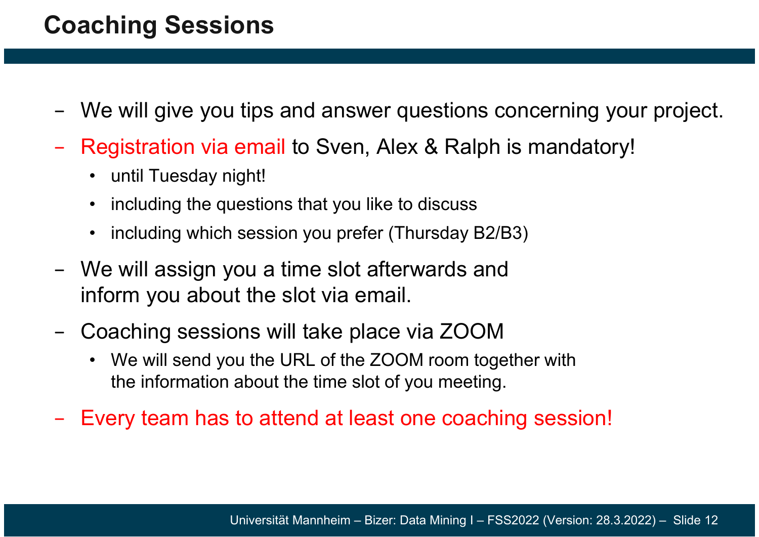# Coaching Sessions

- We will give you tips and answer questions concerning your project.
- Registration via email to Sven, Alex & Ralph is mandatory!
  - until Tuesday night!
  - including the questions that you like to discuss
  - including which session you prefer (Thursday B2/B3)
- We will assign you a time slot afterwards and inform you about the slot via email.
- Coaching sessions will take place via ZOOM
  - We will send you the URL of the ZOOM room together with the information about the time slot of you meeting.
- Every team has to attend at least one coaching session!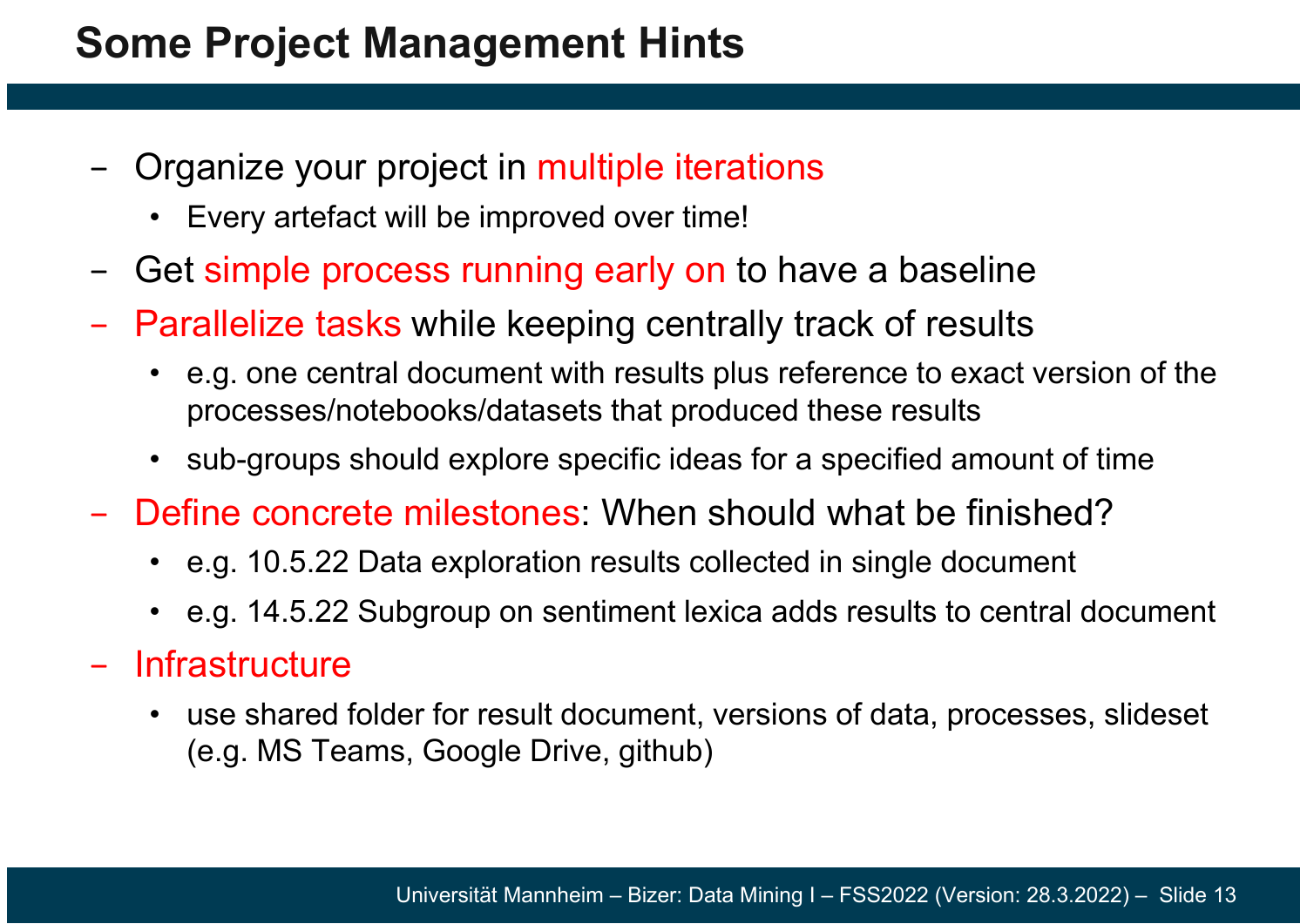# Some Project Management Hints

- Organize your project in multiple iterations
  - Every artefact will be improved over time!
- Get simple process running early on to have a baseline
- Parallelize tasks while keeping centrally track of results
  - e.g. one central document with results plus reference to exact version of the processes/notebooks/datasets that produced these results
  - sub-groups should explore specific ideas for a specified amount of time
- Define concrete milestones: When should what be finished?
  - e.g. 10.5.22 Data exploration results collected in single document
  - e.g. 14.5.22 Subgroup on sentiment lexica adds results to central document
- Infrastructure
  - use shared folder for result document, versions of data, processes, slideset (e.g. MS Teams, Google Drive, github)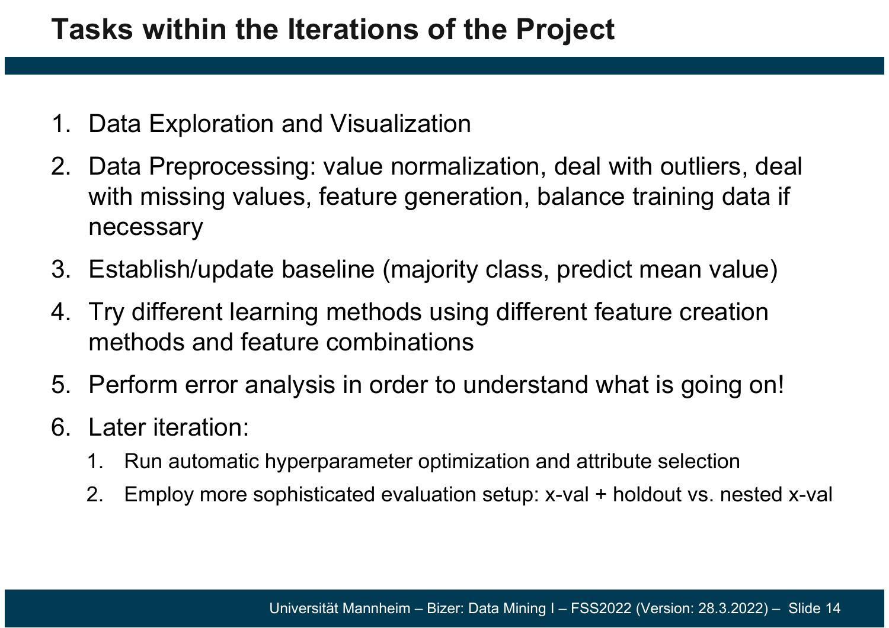# Tasks within the Iterations of the Project

1. Data Exploration and Visualization
2. Data Preprocessing: value normalization, deal with outliers, deal with missing values, feature generation, balance training data if necessary
3. Establish/update baseline (majority class, predict mean value)
4. Try different learning methods using different feature creation methods and feature combinations
5. Perform error analysis in order to understand what is going on!
6. Later iteration:
   1. Run automatic hyperparameter optimization and attribute selection
   2. Employ more sophisticated evaluation setup: x-val + holdout vs. nested x-val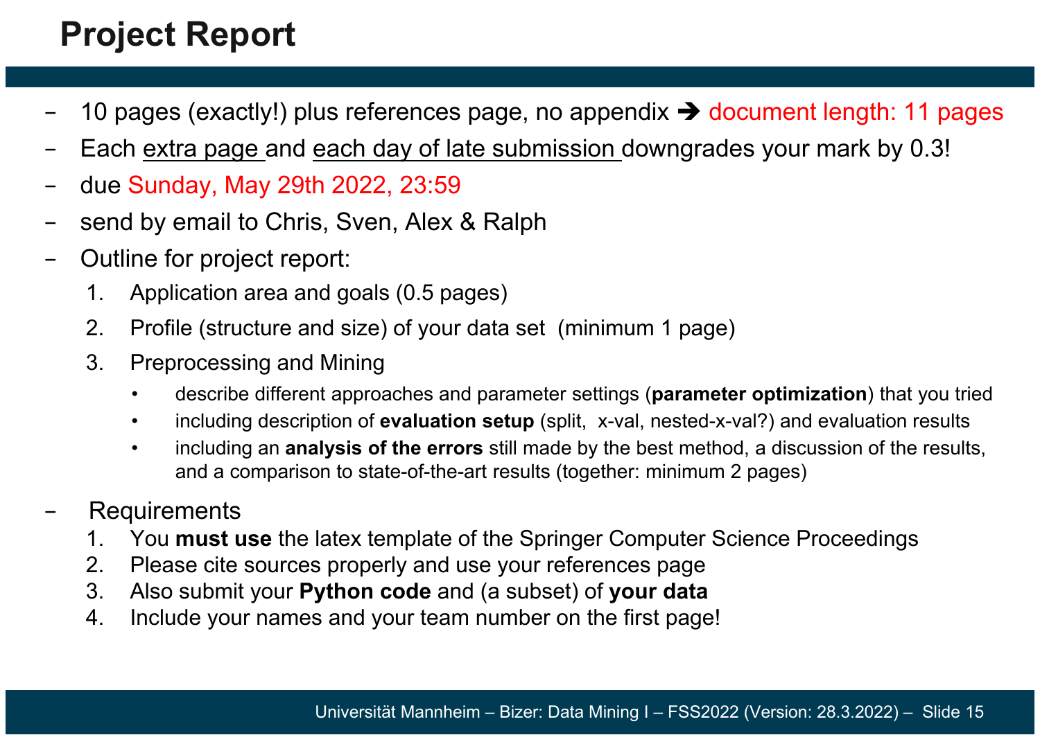# Project Report

- 10 pages (exactly!) plus references page, no appendix ➔ document length: 11 pages
- Each extra page and each day of late submission downgrades your mark by 0.3!
- due Sunday, May 29th 2022, 23:59
- send by email to Chris, Sven, Alex & Ralph
- Outline for project report:
  1. Application area and goals (0.5 pages)
  2. Profile (structure and size) of your data set (minimum 1 page)
  3. Preprocessing and Mining
     - describe different approaches and parameter settings (**parameter optimization**) that you tried
     - including description of **evaluation setup** (split, x-val, nested-x-val?) and evaluation results
     - including an **analysis of the errors** still made by the best method, a discussion of the results, and a comparison to state-of-the-art results (together: minimum 2 pages)
- Requirements
  1. You **must use** the latex template of the Springer Computer Science Proceedings
  2. Please cite sources properly and use your references page
  3. Also submit your **Python code** and (a subset) of **your data**
  4. Include your names and your team number on the first page!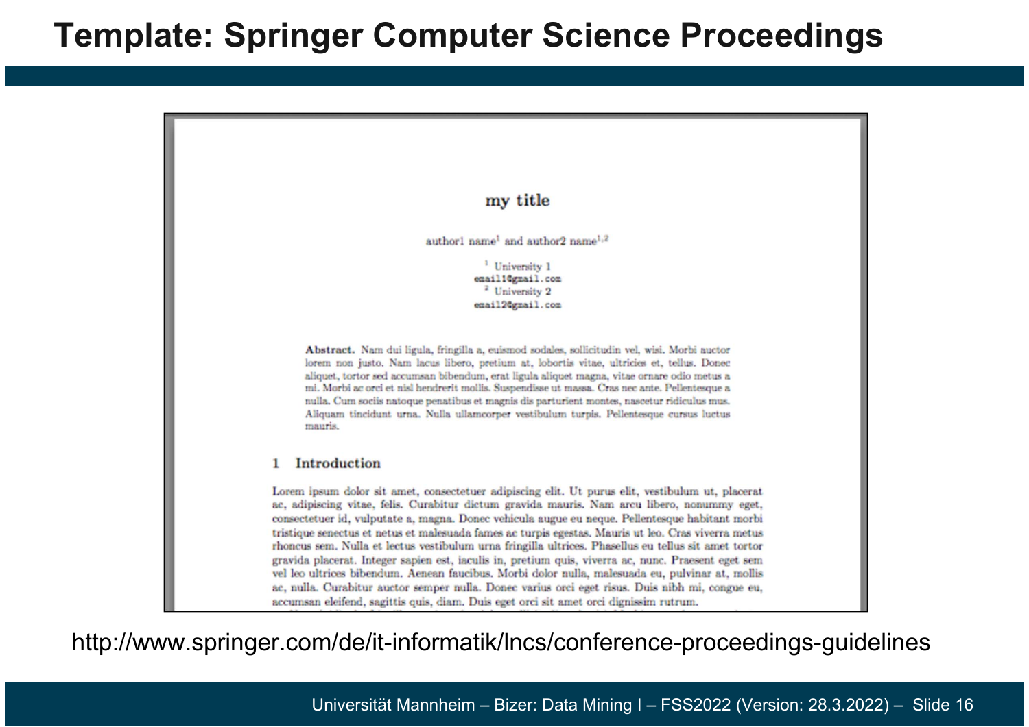# Template: Springer Computer Science Proceedings

**my title**

author1 name[1] and author2 name[1,2]

[1] University 1
email1@gmail.com
[2] University 2
email2@gmail.com

**Abstract.** Nam dui ligula, fringilla a, euismod sodales, sollicitudin vel, wisi. Morbi auctor lorem non justo. Nam lacus libero, pretium at, lobortis vitae, ultricies et, tellus. Donec aliquet, tortor sed accumsan bibendum, erat ligula aliquet magna, vitae ornare odio metus a mi. Morbi ac orci et nisl hendrerit mollis. Suspendisse ut massa. Cras nec ante. Pellentesque a nulla. Cum sociis natoque penatibus et magnis dis parturient montes, nascetur ridiculus mus. Aliquam tincidunt urna. Nulla ullamcorper vestibulum turpis. Pellentesque cursus luctus mauris.

**1 Introduction**

Lorem ipsum dolor sit amet, consectetuer adipiscing elit. Ut purus elit, vestibulum ut, placerat ac, adipiscing vitae, felis. Curabitur dictum gravida mauris. Nam arcu libero, nonummy eget, consectetuer id, vulputate a, magna. Donec vehicula augue eu neque. Pellentesque habitant morbi tristique senectus et netus et malesuada fames ac turpis egestas. Mauris ut leo. Cras viverra metus rhoncus sem. Nulla et lectus vestibulum urna fringilla ultrices. Phasellus eu tellus sit amet tortor gravida placerat. Integer sapien est, iaculis in, pretium quis, viverra ac, nunc. Praesent eget sem vel leo ultrices bibendum. Aenean faucibus. Morbi dolor nulla, malesuada eu, pulvinar at, mollis ac, nulla. Curabitur auctor semper nulla. Donec varius orci eget risus. Duis nibh mi, congue eu, accumsan eleifend, sagittis quis, diam. Duis eget orci sit amet orci dignissim rutrum.

http://www.springer.com/de/it-informatik/lncs/conference-proceedings-guidelines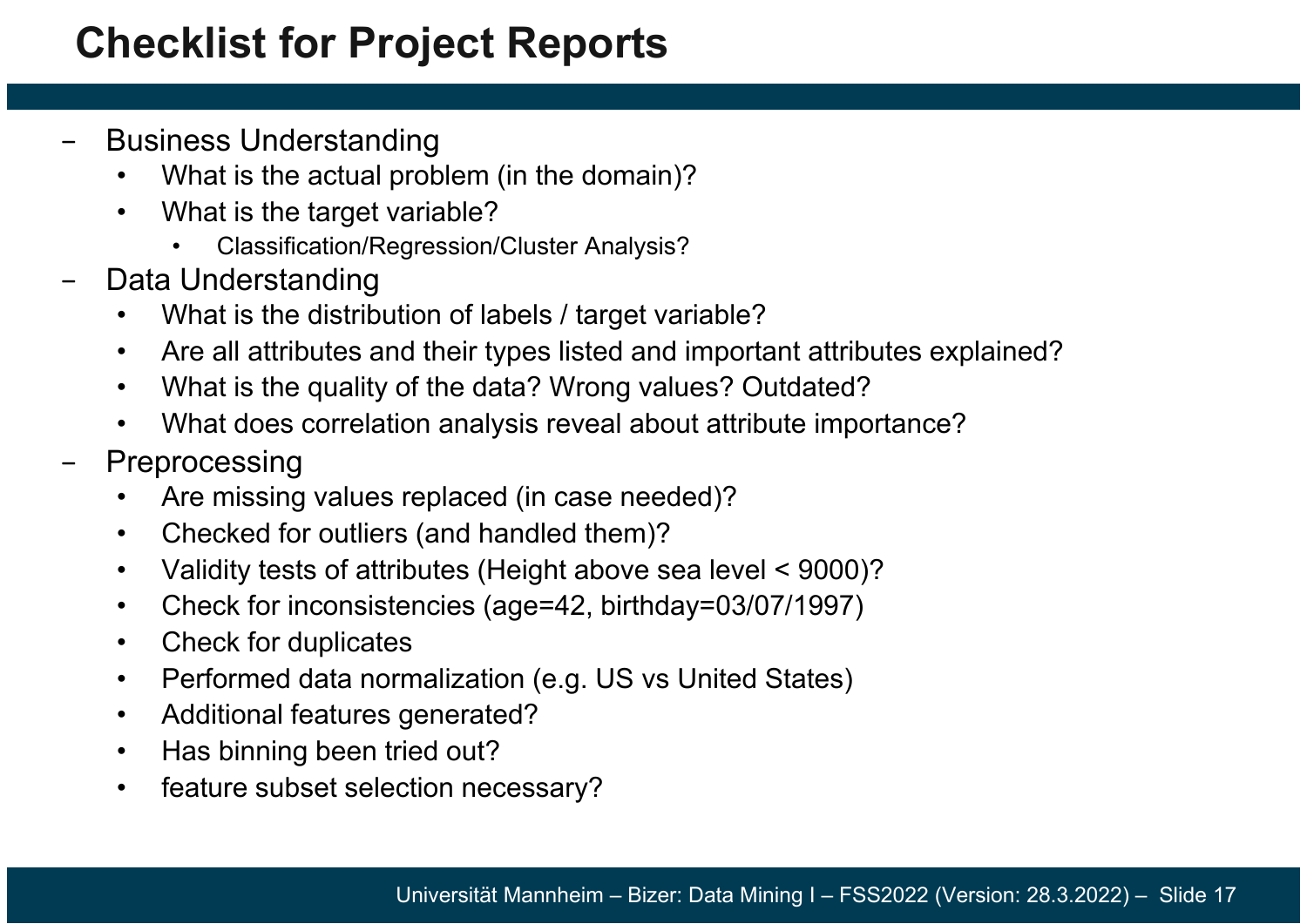# Checklist for Project Reports

- Business Understanding
  - What is the actual problem (in the domain)?
  - What is the target variable?
    - Classification/Regression/Cluster Analysis?
- Data Understanding
  - What is the distribution of labels / target variable?
  - Are all attributes and their types listed and important attributes explained?
  - What is the quality of the data? Wrong values? Outdated?
  - What does correlation analysis reveal about attribute importance?
- Preprocessing
  - Are missing values replaced (in case needed)?
  - Checked for outliers (and handled them)?
  - Validity tests of attributes (Height above sea level < 9000)?
  - Check for inconsistencies (age=42, birthday=03/07/1997)
  - Check for duplicates
  - Performed data normalization (e.g. US vs United States)
  - Additional features generated?
  - Has binning been tried out?
  - feature subset selection necessary?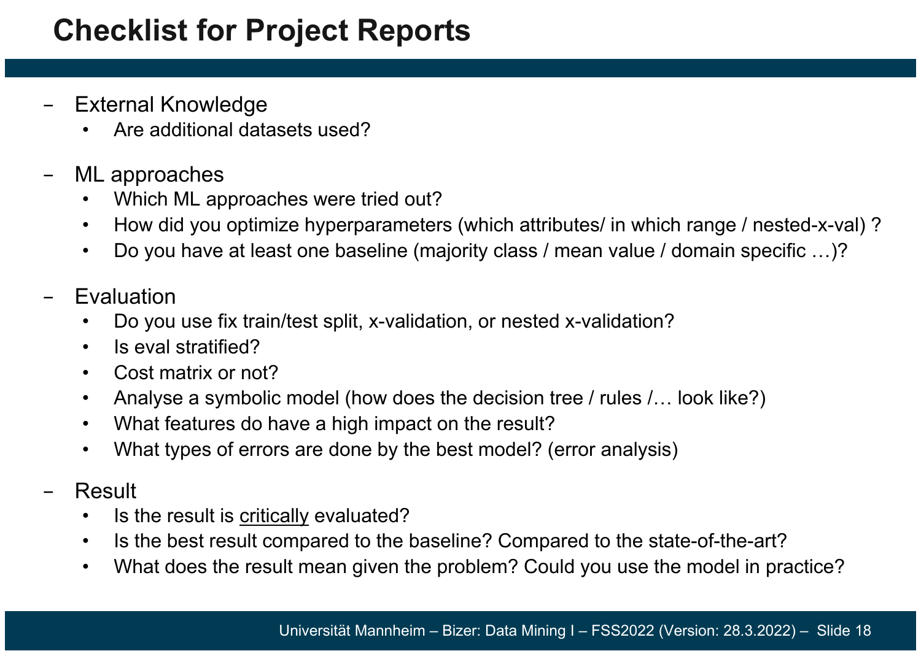# Checklist for Project Reports

- External Knowledge
  - Are additional datasets used?
- ML approaches
  - Which ML approaches were tried out?
  - How did you optimize hyperparameters (which attributes/ in which range / nested-x-val) ?
  - Do you have at least one baseline (majority class / mean value / domain specific …)?
- Evaluation
  - Do you use fix train/test split, x-validation, or nested x-validation?
  - Is eval stratified?
  - Cost matrix or not?
  - Analyse a symbolic model (how does the decision tree / rules /… look like?)
  - What features do have a high impact on the result?
  - What types of errors are done by the best model? (error analysis)
- Result
  - Is the result is <u>critically</u> evaluated?
  - Is the best result compared to the baseline? Compared to the state-of-the-art?
  - What does the result mean given the problem? Could you use the model in practice?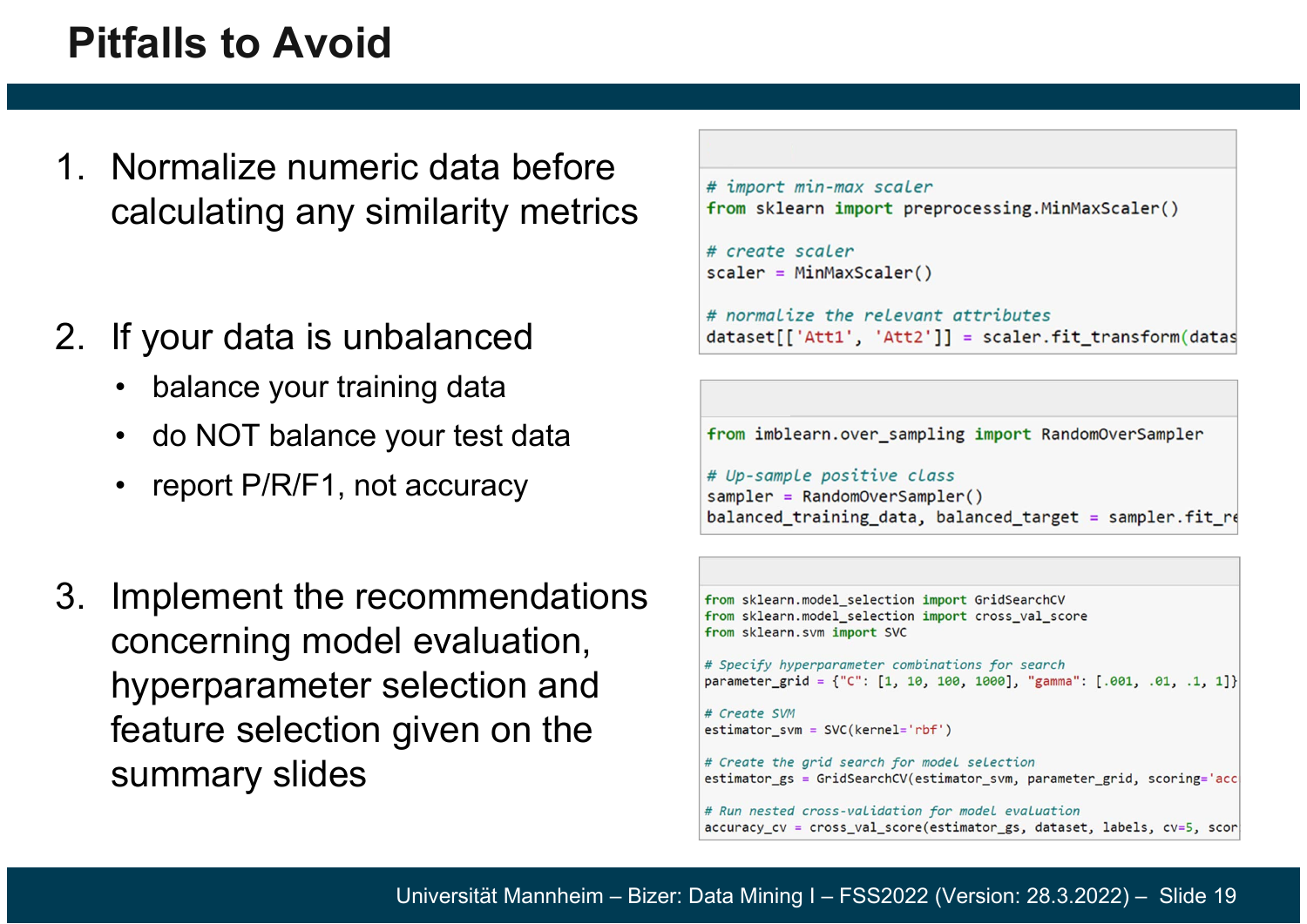# Pitfalls to Avoid

1. Normalize numeric data before calculating any similarity metrics

```
# import min-max scaler
from sklearn import preprocessing.MinMaxScaler()

# create scaler
scaler = MinMaxScaler()

# normalize the relevant attributes
dataset[['Att1', 'Att2']] = scaler.fit_transform(datas
```

2. If your data is unbalanced
   - balance your training data
   - do NOT balance your test data
   - report P/R/F1, not accuracy

```
from imblearn.over_sampling import RandomOverSampler

# Up-sample positive class
sampler = RandomOverSampler()
balanced_training_data, balanced_target = sampler.fit_re
```

3. Implement the recommendations concerning model evaluation, hyperparameter selection and feature selection given on the summary slides

```
from sklearn.model_selection import GridSearchCV
from sklearn.model_selection import cross_val_score
from sklearn.svm import SVC

# Specify hyperparameter combinations for search
parameter_grid = {"C": [1, 10, 100, 1000], "gamma": [.001, .01, .1, 1]}

# Create SVM
estimator_svm = SVC(kernel='rbf')

# Create the grid search for model selection
estimator_gs = GridSearchCV(estimator_svm, parameter_grid, scoring='acc

# Run nested cross-validation for model evaluation
accuracy_cv = cross_val_score(estimator_gs, dataset, labels, cv=5, scor
```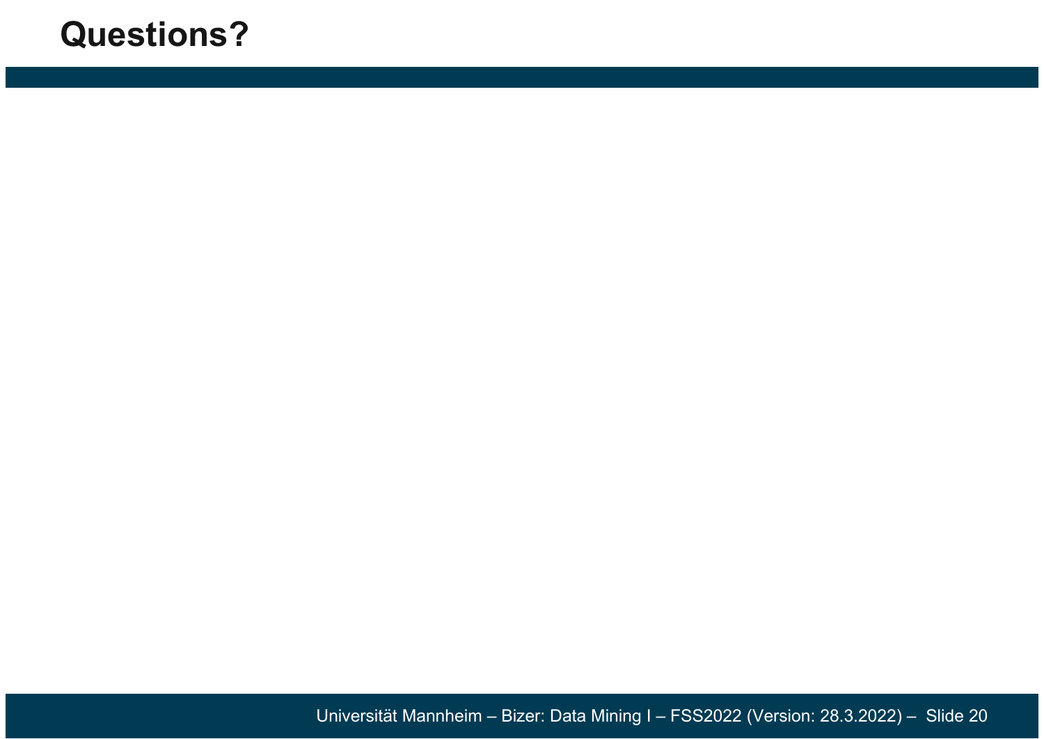# Questions?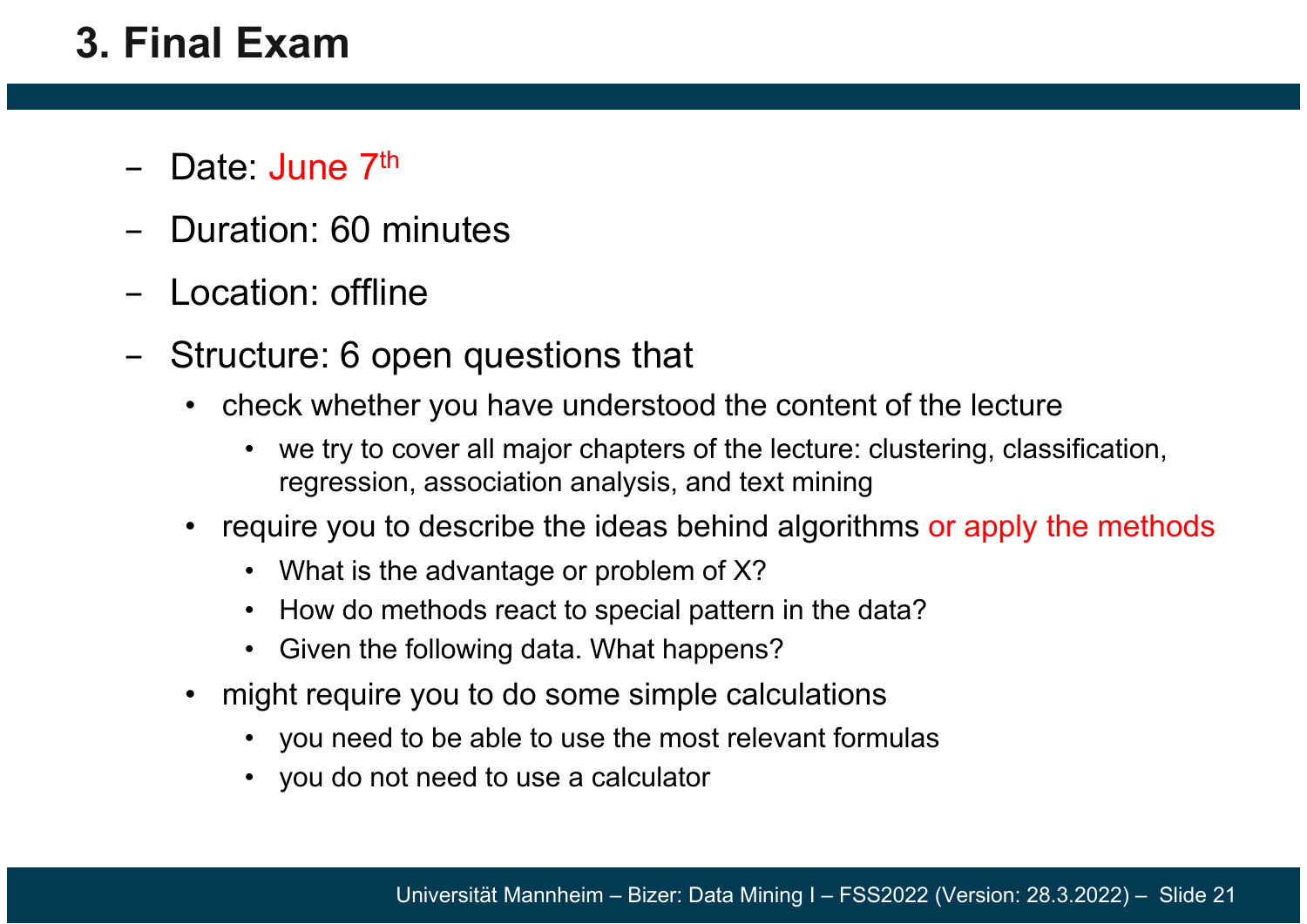# 3. Final Exam

- Date: June 7th
- Duration: 60 minutes
- Location: offline
- Structure: 6 open questions that
  - check whether you have understood the content of the lecture
    - we try to cover all major chapters of the lecture: clustering, classification, regression, association analysis, and text mining
  - require you to describe the ideas behind algorithms or apply the methods
    - What is the advantage or problem of X?
    - How do methods react to special pattern in the data?
    - Given the following data. What happens?
  - might require you to do some simple calculations
    - you need to be able to use the most relevant formulas
    - you do not need to use a calculator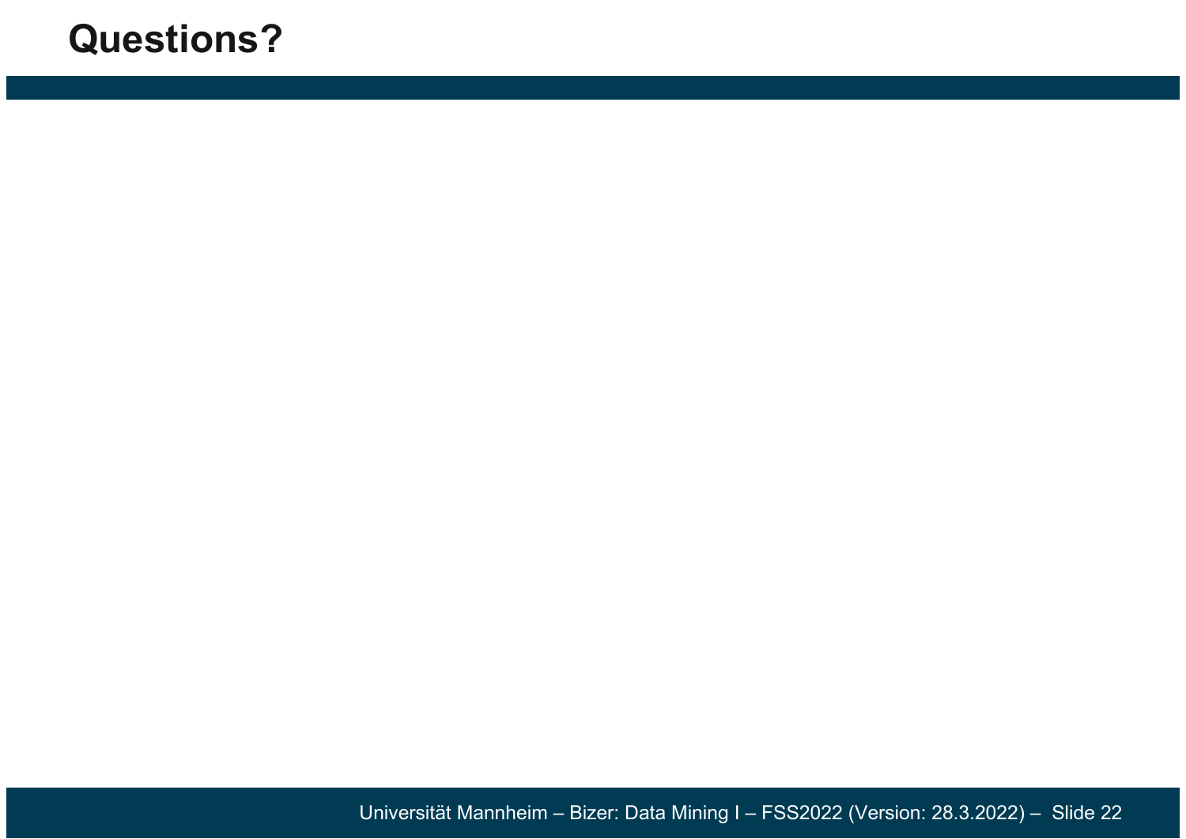# Questions?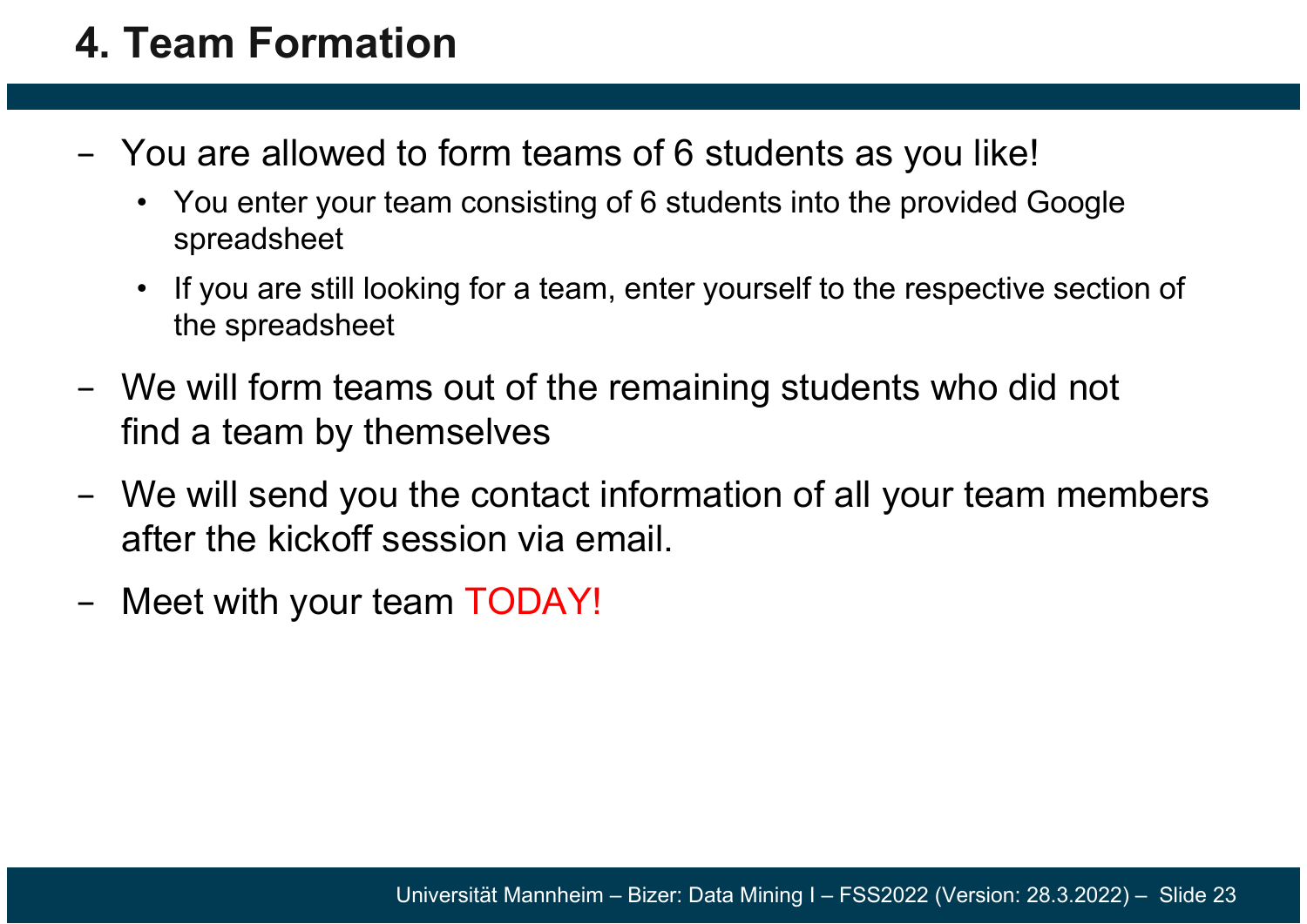# 4. Team Formation

- You are allowed to form teams of 6 students as you like!
  - You enter your team consisting of 6 students into the provided Google spreadsheet
  - If you are still looking for a team, enter yourself to the respective section of the spreadsheet
- We will form teams out of the remaining students who did not find a team by themselves
- We will send you the contact information of all your team members after the kickoff session via email.
- Meet with your team TODAY!